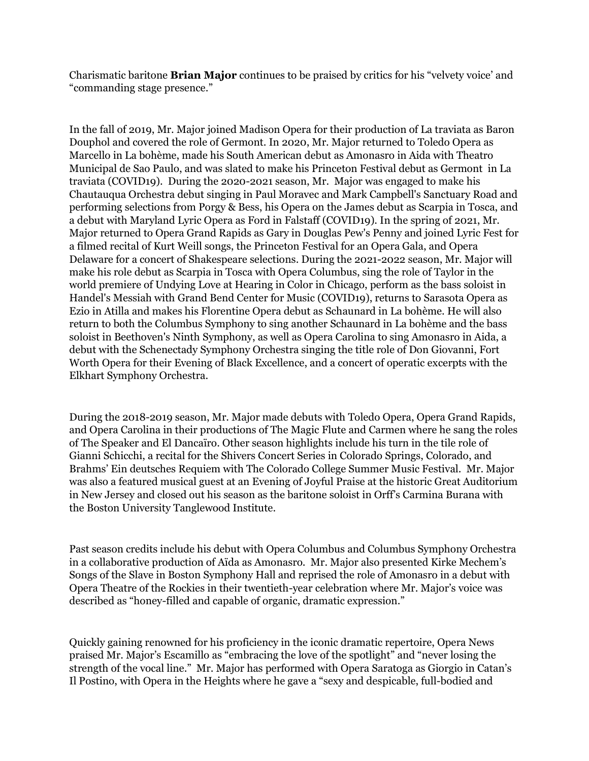Charismatic baritone **Brian Major** continues to be praised by critics for his "velvety voice' and "commanding stage presence."

In the fall of 2019, Mr. Major joined Madison Opera for their production of La traviata as Baron Douphol and covered the role of Germont. In 2020, Mr. Major returned to Toledo Opera as Marcello in La bohème, made his South American debut as Amonasro in Aida with Theatro Municipal de Sao Paulo, and was slated to make his Princeton Festival debut as Germont in La traviata (COVID19). During the 2020-2021 season, Mr. Major was engaged to make his Chautauqua Orchestra debut singing in Paul Moravec and Mark Campbell's Sanctuary Road and performing selections from Porgy & Bess, his Opera on the James debut as Scarpia in Tosca, and a debut with Maryland Lyric Opera as Ford in Falstaff (COVID19). In the spring of 2021, Mr. Major returned to Opera Grand Rapids as Gary in Douglas Pew's Penny and joined Lyric Fest for a filmed recital of Kurt Weill songs, the Princeton Festival for an Opera Gala, and Opera Delaware for a concert of Shakespeare selections. During the 2021-2022 season, Mr. Major will make his role debut as Scarpia in Tosca with Opera Columbus, sing the role of Taylor in the world premiere of Undying Love at Hearing in Color in Chicago, perform as the bass soloist in Handel's Messiah with Grand Bend Center for Music (COVID19), returns to Sarasota Opera as Ezio in Atilla and makes his Florentine Opera debut as Schaunard in La bohème. He will also return to both the Columbus Symphony to sing another Schaunard in La bohème and the bass soloist in Beethoven's Ninth Symphony, as well as Opera Carolina to sing Amonasro in Aida, a debut with the Schenectady Symphony Orchestra singing the title role of Don Giovanni, Fort Worth Opera for their Evening of Black Excellence, and a concert of operatic excerpts with the Elkhart Symphony Orchestra.

During the 2018-2019 season, Mr. Major made debuts with Toledo Opera, Opera Grand Rapids, and Opera Carolina in their productions of The Magic Flute and Carmen where he sang the roles of The Speaker and El Dancaïro. Other season highlights include his turn in the tile role of Gianni Schicchi, a recital for the Shivers Concert Series in Colorado Springs, Colorado, and Brahms' Ein deutsches Requiem with The Colorado College Summer Music Festival. Mr. Major was also a featured musical guest at an Evening of Joyful Praise at the historic Great Auditorium in New Jersey and closed out his season as the baritone soloist in Orff's Carmina Burana with the Boston University Tanglewood Institute.

Past season credits include his debut with Opera Columbus and Columbus Symphony Orchestra in a collaborative production of Aïda as Amonasro. Mr. Major also presented Kirke Mechem's Songs of the Slave in Boston Symphony Hall and reprised the role of Amonasro in a debut with Opera Theatre of the Rockies in their twentieth-year celebration where Mr. Major's voice was described as "honey-filled and capable of organic, dramatic expression."

Quickly gaining renowned for his proficiency in the iconic dramatic repertoire, Opera News praised Mr. Major's Escamillo as "embracing the love of the spotlight" and "never losing the strength of the vocal line." Mr. Major has performed with Opera Saratoga as Giorgio in Catan's Il Postino, with Opera in the Heights where he gave a "sexy and despicable, full-bodied and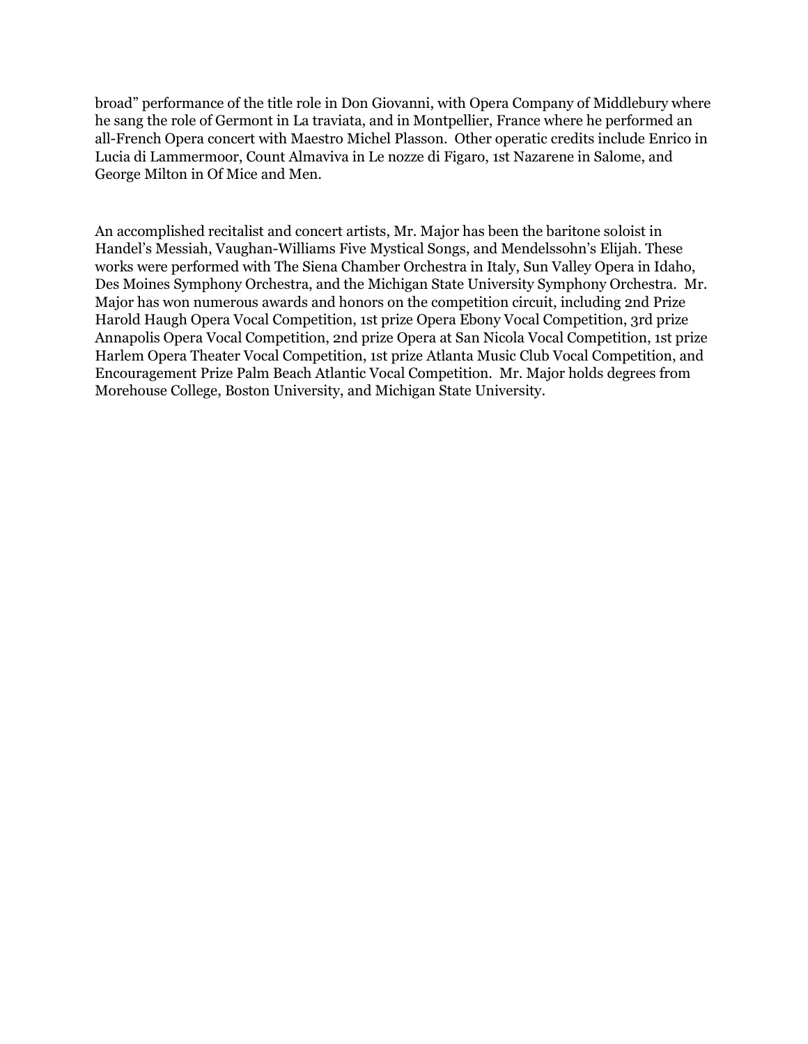broad" performance of the title role in Don Giovanni, with Opera Company of Middlebury where he sang the role of Germont in La traviata, and in Montpellier, France where he performed an all-French Opera concert with Maestro Michel Plasson. Other operatic credits include Enrico in Lucia di Lammermoor, Count Almaviva in Le nozze di Figaro, 1st Nazarene in Salome, and George Milton in Of Mice and Men.

An accomplished recitalist and concert artists, Mr. Major has been the baritone soloist in Handel's Messiah, Vaughan-Williams Five Mystical Songs, and Mendelssohn's Elijah. These works were performed with The Siena Chamber Orchestra in Italy, Sun Valley Opera in Idaho, Des Moines Symphony Orchestra, and the Michigan State University Symphony Orchestra. Mr. Major has won numerous awards and honors on the competition circuit, including 2nd Prize Harold Haugh Opera Vocal Competition, 1st prize Opera Ebony Vocal Competition, 3rd prize Annapolis Opera Vocal Competition, 2nd prize Opera at San Nicola Vocal Competition, 1st prize Harlem Opera Theater Vocal Competition, 1st prize Atlanta Music Club Vocal Competition, and Encouragement Prize Palm Beach Atlantic Vocal Competition. Mr. Major holds degrees from Morehouse College, Boston University, and Michigan State University.